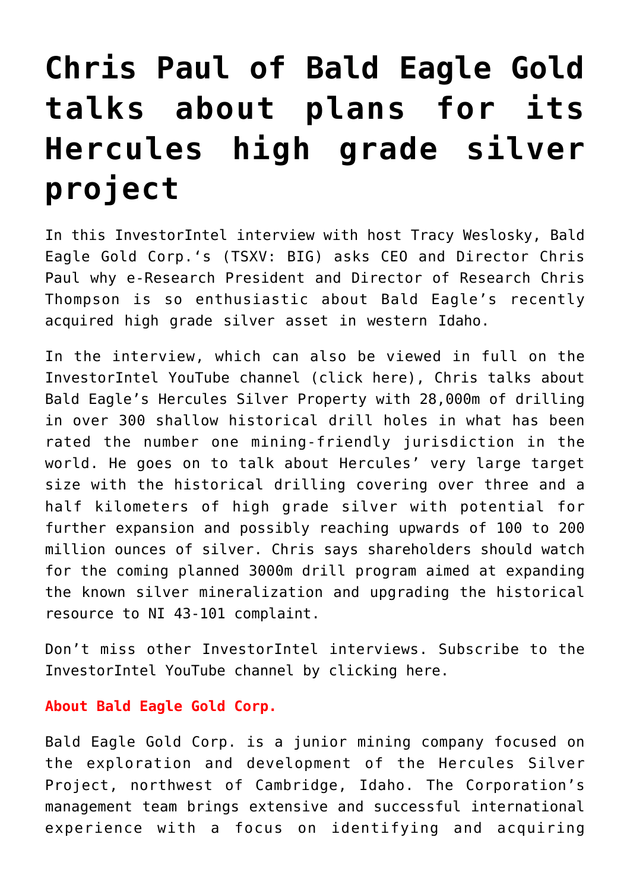# Chris Paul of Bald Eagle Gold talks about plans for its Hercules high grade silver project

In this InvestorIntel interview with host Tracy Weslosky, Bald Eagle Gold Corp.'s (TSXV: BIG) asks CEO and Director Chris Paul why e-Research President and Director of Research Chris Thompson is so enthusiastic about Bald Eagle's recently acquired high grade silver asset in western Idaho.

In the interview, which can also be viewed in full on the InvestorIntel YouTube channel (click here), Chris talks about Bald Eagle's Hercules Silver Property with 28,000m of drilling in over 300 shallow historical drill holes in what has been rated the number one mining-friendly jurisdiction in the world. He goes on to talk about Hercules' very large target size with the historical drilling covering over three and a half kilometers of high grade silver with potential for further expansion and possibly reaching upwards of 100 to 200 million ounces of silver. Chris says shareholders should watch for the coming planned 3000m drill program aimed at expanding the known silver mineralization and upgrading the historical resource to NI 43-101 complaint.

Don't miss other InvestorIntel interviews. Subscribe to the InvestorIntel YouTube channel by clicking here.

**About Bald Eagle Gold Corp.**

Bald Eagle Gold Corp. is a junior mining company focused on the exploration and development of the Hercules Silver Project, northwest of Cambridge, Idaho. The Corporation's management team brings extensive and successful international experience with a focus on identifying and acquiring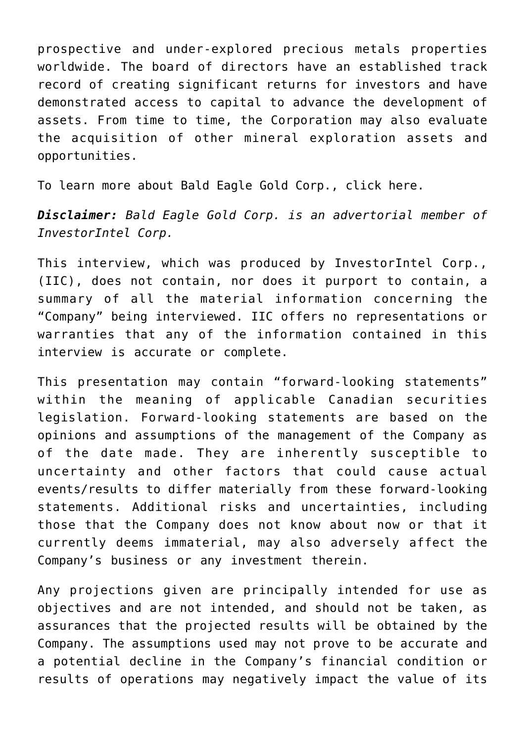prospective and under-explored precious metals properties worldwide. The board of directors have an established track record of creating significant returns for investors and have demonstrated access to capital to advance the development of assets. From time to time, the Corporation may also evaluate the acquisition of other mineral exploration assets and opportunities.

To learn more about Bald Eagle Gold Corp., click here.

***Disclaimer:*** *Bald Eagle Gold Corp. is an advertorial member of InvestorIntel Corp.*

This interview, which was produced by InvestorIntel Corp., (IIC), does not contain, nor does it purport to contain, a summary of all the material information concerning the "Company" being interviewed. IIC offers no representations or warranties that any of the information contained in this interview is accurate or complete.

This presentation may contain "forward-looking statements" within the meaning of applicable Canadian securities legislation. Forward-looking statements are based on the opinions and assumptions of the management of the Company as of the date made. They are inherently susceptible to uncertainty and other factors that could cause actual events/results to differ materially from these forward-looking statements. Additional risks and uncertainties, including those that the Company does not know about now or that it currently deems immaterial, may also adversely affect the Company's business or any investment therein.

Any projections given are principally intended for use as objectives and are not intended, and should not be taken, as assurances that the projected results will be obtained by the Company. The assumptions used may not prove to be accurate and a potential decline in the Company's financial condition or results of operations may negatively impact the value of its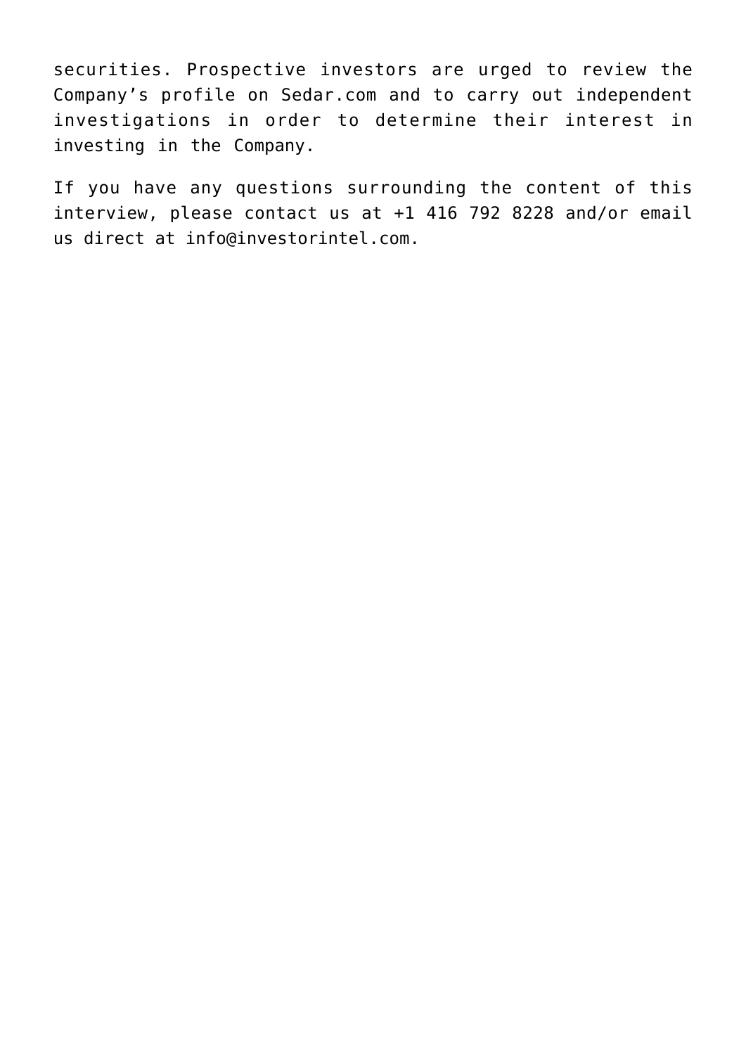securities. Prospective investors are urged to review the Company's profile on Sedar.com and to carry out independent investigations in order to determine their interest in investing in the Company.

If you have any questions surrounding the content of this interview, please contact us at +1 416 792 8228 and/or email us direct at info@investorintel.com.